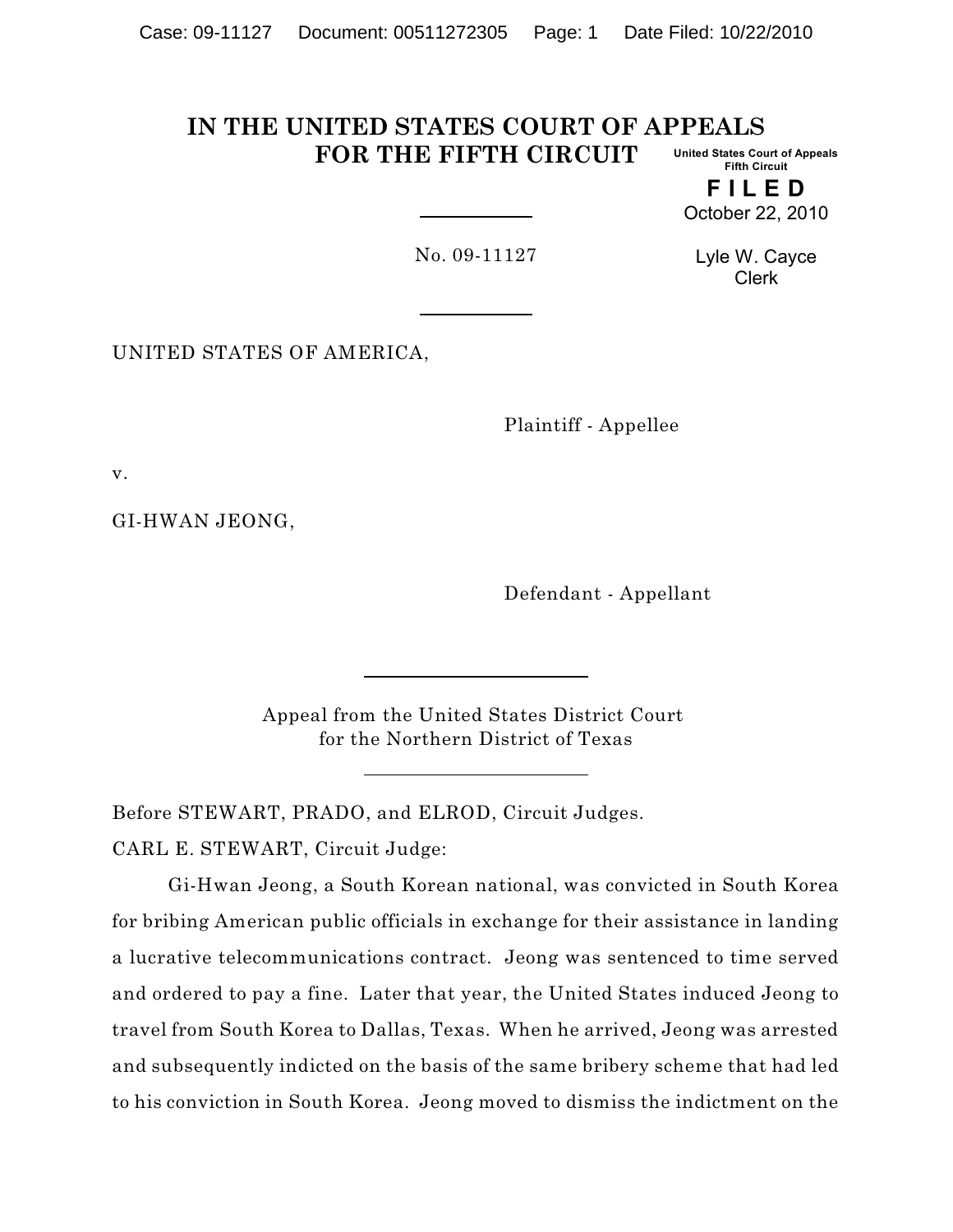# IN THE UNITED STATES COURT OF APPEALS FOR THE FIFTH CIRCUIT

United States Court of Appeals
Fifth Circuit

**FILED**
October 22, 2010

Lyle W. Cayce
Clerk

No. 09-11127

UNITED STATES OF AMERICA,

Plaintiff - Appellee

v.

GI-HWAN JEONG,

Defendant - Appellant

Appeal from the United States District Court
for the Northern District of Texas

Before STEWART, PRADO, and ELROD, Circuit Judges.

CARL E. STEWART, Circuit Judge:

Gi-Hwan Jeong, a South Korean national, was convicted in South Korea for bribing American public officials in exchange for their assistance in landing a lucrative telecommunications contract. Jeong was sentenced to time served and ordered to pay a fine. Later that year, the United States induced Jeong to travel from South Korea to Dallas, Texas. When he arrived, Jeong was arrested and subsequently indicted on the basis of the same bribery scheme that had led to his conviction in South Korea. Jeong moved to dismiss the indictment on the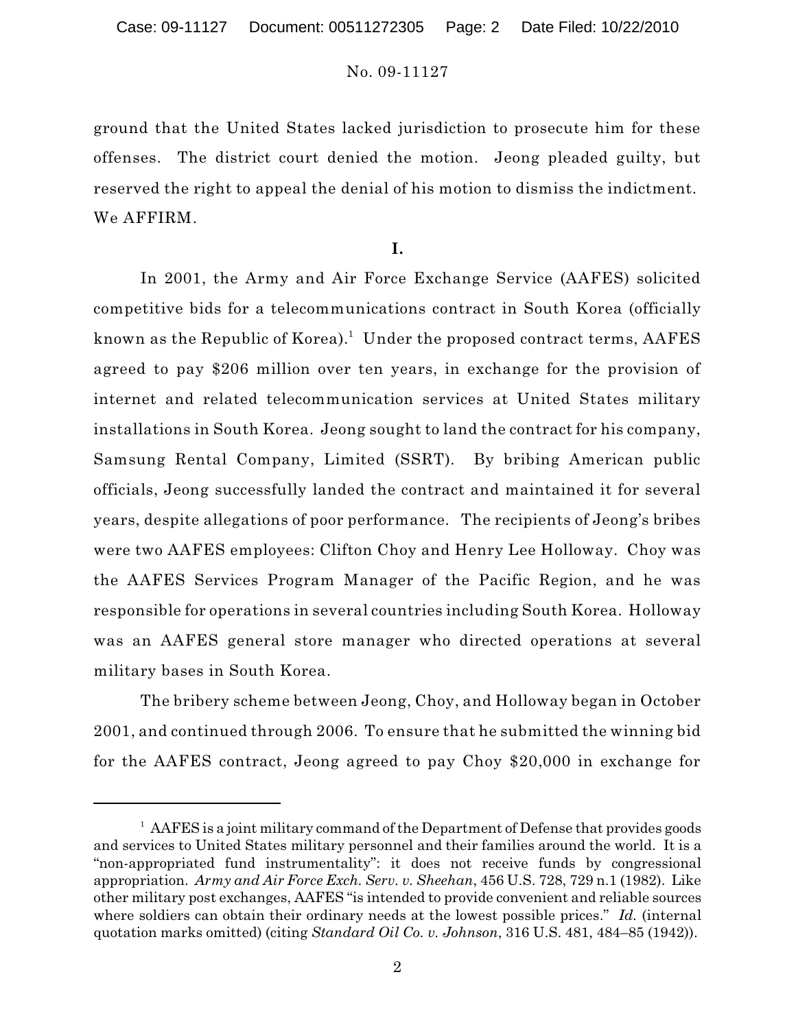ground that the United States lacked jurisdiction to prosecute him for these offenses. The district court denied the motion. Jeong pleaded guilty, but reserved the right to appeal the denial of his motion to dismiss the indictment. We AFFIRM.

**I.**

In 2001, the Army and Air Force Exchange Service (AAFES) solicited competitive bids for a telecommunications contract in South Korea (officially known as the Republic of Korea).[1] Under the proposed contract terms, AAFES agreed to pay $206 million over ten years, in exchange for the provision of internet and related telecommunication services at United States military installations in South Korea. Jeong sought to land the contract for his company, Samsung Rental Company, Limited (SSRT). By bribing American public officials, Jeong successfully landed the contract and maintained it for several years, despite allegations of poor performance. The recipients of Jeong's bribes were two AAFES employees: Clifton Choy and Henry Lee Holloway. Choy was the AAFES Services Program Manager of the Pacific Region, and he was responsible for operations in several countries including South Korea. Holloway was an AAFES general store manager who directed operations at several military bases in South Korea.

The bribery scheme between Jeong, Choy, and Holloway began in October 2001, and continued through 2006. To ensure that he submitted the winning bid for the AAFES contract, Jeong agreed to pay Choy $20,000 in exchange for

[1] AAFES is a joint military command of the Department of Defense that provides goods and services to United States military personnel and their families around the world. It is a "non-appropriated fund instrumentality": it does not receive funds by congressional appropriation. *Army and Air Force Exch. Serv. v. Sheehan*, 456 U.S. 728, 729 n.1 (1982). Like other military post exchanges, AAFES "is intended to provide convenient and reliable sources where soldiers can obtain their ordinary needs at the lowest possible prices." *Id.* (internal quotation marks omitted) (citing *Standard Oil Co. v. Johnson*, 316 U.S. 481, 484–85 (1942)).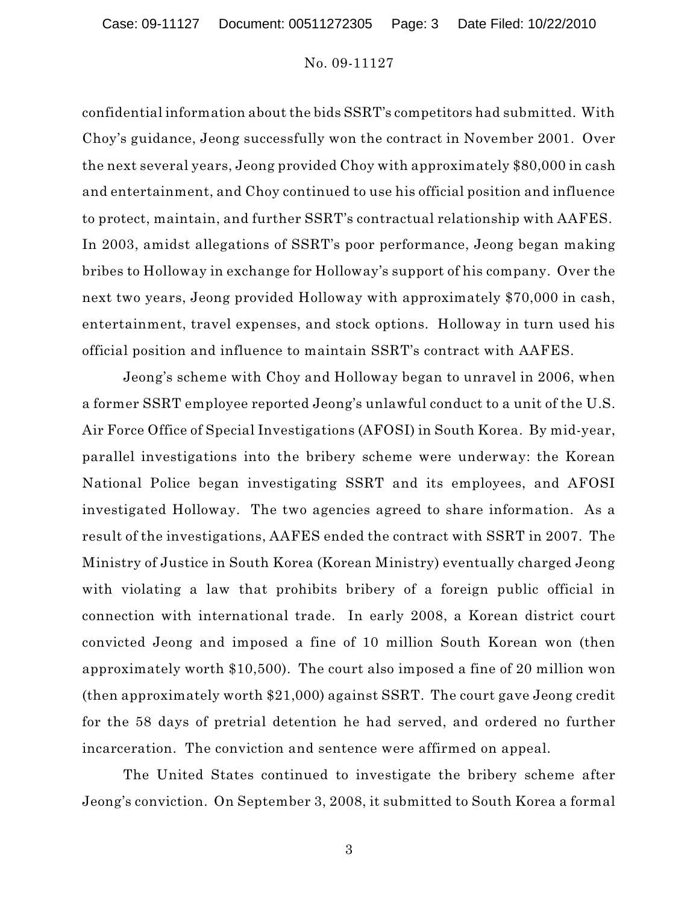confidential information about the bids SSRT's competitors had submitted. With Choy's guidance, Jeong successfully won the contract in November 2001. Over the next several years, Jeong provided Choy with approximately $80,000 in cash and entertainment, and Choy continued to use his official position and influence to protect, maintain, and further SSRT's contractual relationship with AAFES. In 2003, amidst allegations of SSRT's poor performance, Jeong began making bribes to Holloway in exchange for Holloway's support of his company. Over the next two years, Jeong provided Holloway with approximately $70,000 in cash, entertainment, travel expenses, and stock options. Holloway in turn used his official position and influence to maintain SSRT's contract with AAFES.

Jeong's scheme with Choy and Holloway began to unravel in 2006, when a former SSRT employee reported Jeong's unlawful conduct to a unit of the U.S. Air Force Office of Special Investigations (AFOSI) in South Korea. By mid-year, parallel investigations into the bribery scheme were underway: the Korean National Police began investigating SSRT and its employees, and AFOSI investigated Holloway. The two agencies agreed to share information. As a result of the investigations, AAFES ended the contract with SSRT in 2007. The Ministry of Justice in South Korea (Korean Ministry) eventually charged Jeong with violating a law that prohibits bribery of a foreign public official in connection with international trade. In early 2008, a Korean district court convicted Jeong and imposed a fine of 10 million South Korean won (then approximately worth $10,500). The court also imposed a fine of 20 million won (then approximately worth $21,000) against SSRT. The court gave Jeong credit for the 58 days of pretrial detention he had served, and ordered no further incarceration. The conviction and sentence were affirmed on appeal.

The United States continued to investigate the bribery scheme after Jeong's conviction. On September 3, 2008, it submitted to South Korea a formal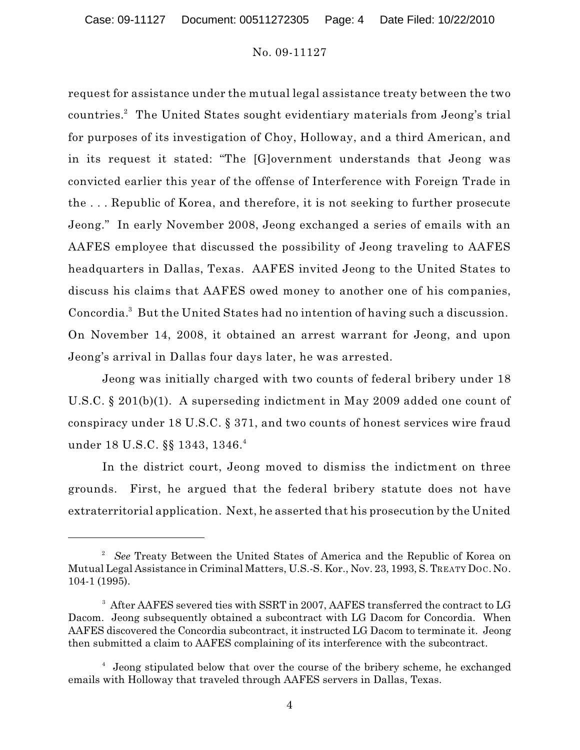request for assistance under the mutual legal assistance treaty between the two countries.[2] The United States sought evidentiary materials from Jeong's trial for purposes of its investigation of Choy, Holloway, and a third American, and in its request it stated: "The [G]overnment understands that Jeong was convicted earlier this year of the offense of Interference with Foreign Trade in the . . . Republic of Korea, and therefore, it is not seeking to further prosecute Jeong." In early November 2008, Jeong exchanged a series of emails with an AAFES employee that discussed the possibility of Jeong traveling to AAFES headquarters in Dallas, Texas. AAFES invited Jeong to the United States to discuss his claims that AAFES owed money to another one of his companies, Concordia.[3] But the United States had no intention of having such a discussion. On November 14, 2008, it obtained an arrest warrant for Jeong, and upon Jeong's arrival in Dallas four days later, he was arrested.

Jeong was initially charged with two counts of federal bribery under 18 U.S.C. § 201(b)(1). A superseding indictment in May 2009 added one count of conspiracy under 18 U.S.C. § 371, and two counts of honest services wire fraud under 18 U.S.C. §§ 1343, 1346.[4]

In the district court, Jeong moved to dismiss the indictment on three grounds. First, he argued that the federal bribery statute does not have extraterritorial application. Next, he asserted that his prosecution by the United

---

[2] *See* Treaty Between the United States of America and the Republic of Korea on Mutual Legal Assistance in Criminal Matters, U.S.-S. Kor., Nov. 23, 1993, S. TREATY DOC. NO. 104-1 (1995).

[3] After AAFES severed ties with SSRT in 2007, AAFES transferred the contract to LG Dacom. Jeong subsequently obtained a subcontract with LG Dacom for Concordia. When AAFES discovered the Concordia subcontract, it instructed LG Dacom to terminate it. Jeong then submitted a claim to AAFES complaining of its interference with the subcontract.

[4] Jeong stipulated below that over the course of the bribery scheme, he exchanged emails with Holloway that traveled through AAFES servers in Dallas, Texas.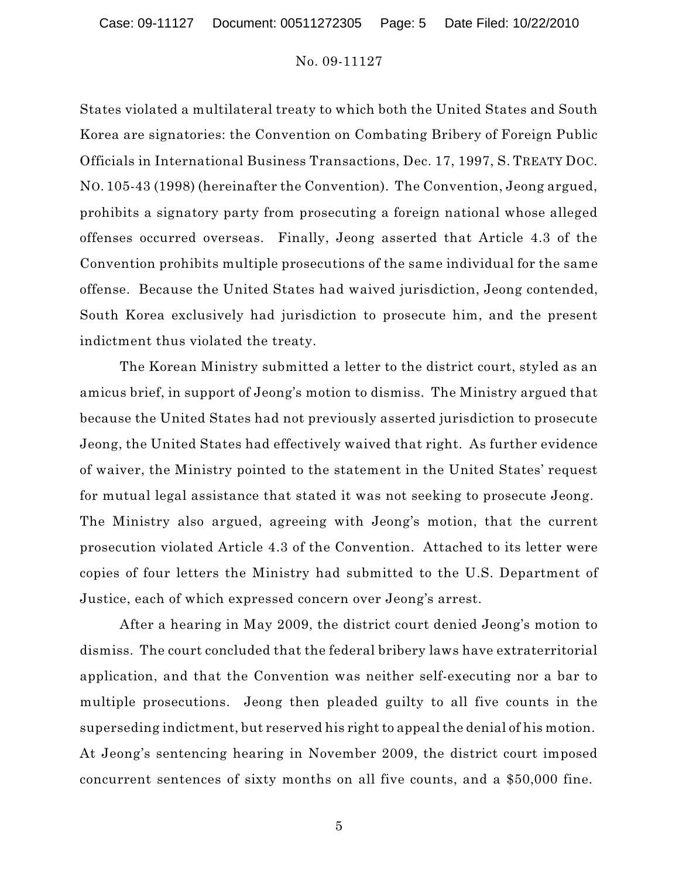States violated a multilateral treaty to which both the United States and South Korea are signatories: the Convention on Combating Bribery of Foreign Public Officials in International Business Transactions, Dec. 17, 1997, S. TREATY DOC. NO. 105-43 (1998) (hereinafter the Convention). The Convention, Jeong argued, prohibits a signatory party from prosecuting a foreign national whose alleged offenses occurred overseas. Finally, Jeong asserted that Article 4.3 of the Convention prohibits multiple prosecutions of the same individual for the same offense. Because the United States had waived jurisdiction, Jeong contended, South Korea exclusively had jurisdiction to prosecute him, and the present indictment thus violated the treaty.

The Korean Ministry submitted a letter to the district court, styled as an amicus brief, in support of Jeong's motion to dismiss. The Ministry argued that because the United States had not previously asserted jurisdiction to prosecute Jeong, the United States had effectively waived that right. As further evidence of waiver, the Ministry pointed to the statement in the United States' request for mutual legal assistance that stated it was not seeking to prosecute Jeong. The Ministry also argued, agreeing with Jeong's motion, that the current prosecution violated Article 4.3 of the Convention. Attached to its letter were copies of four letters the Ministry had submitted to the U.S. Department of Justice, each of which expressed concern over Jeong's arrest.

After a hearing in May 2009, the district court denied Jeong's motion to dismiss. The court concluded that the federal bribery laws have extraterritorial application, and that the Convention was neither self-executing nor a bar to multiple prosecutions. Jeong then pleaded guilty to all five counts in the superseding indictment, but reserved his right to appeal the denial of his motion. At Jeong's sentencing hearing in November 2009, the district court imposed concurrent sentences of sixty months on all five counts, and a $50,000 fine.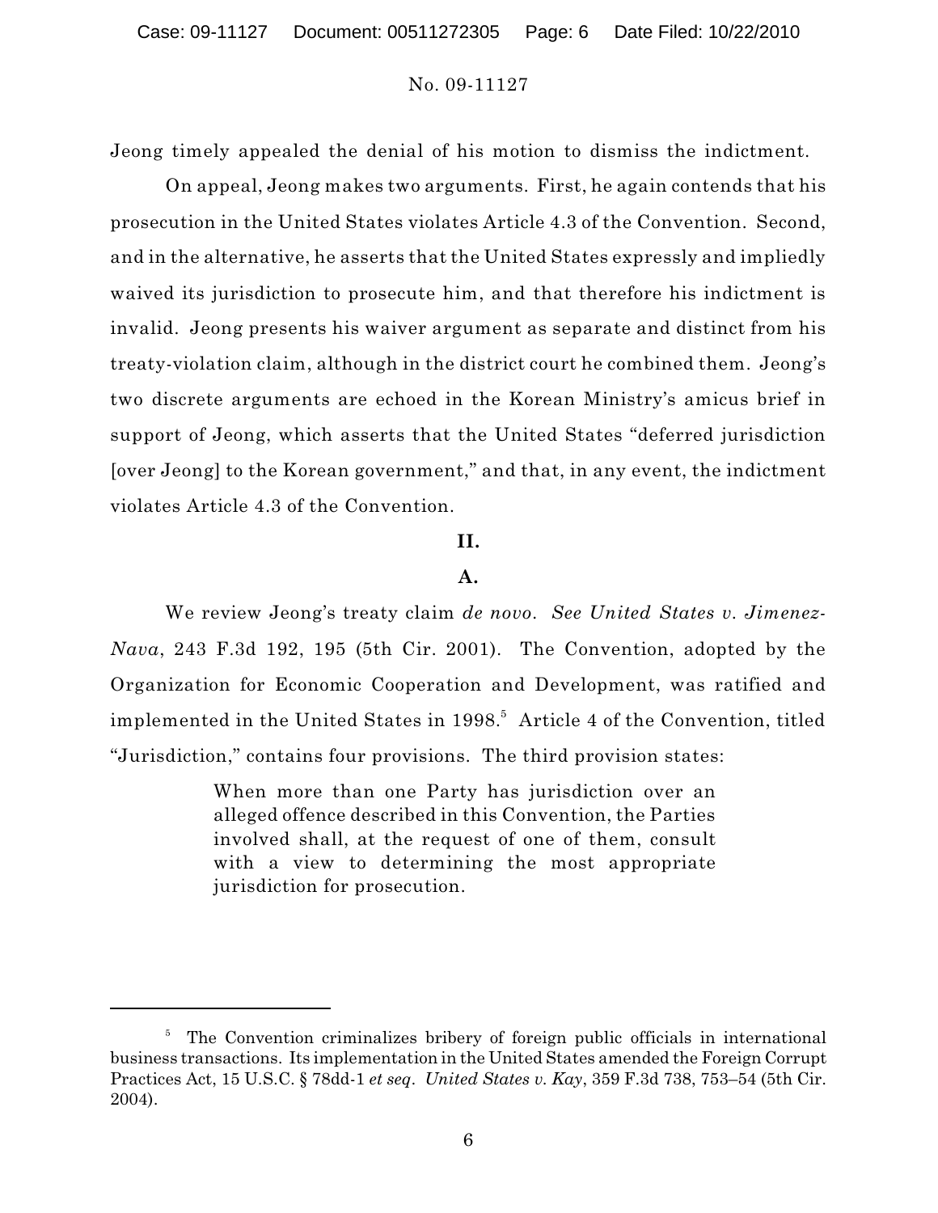Jeong timely appealed the denial of his motion to dismiss the indictment.

On appeal, Jeong makes two arguments. First, he again contends that his prosecution in the United States violates Article 4.3 of the Convention. Second, and in the alternative, he asserts that the United States expressly and impliedly waived its jurisdiction to prosecute him, and that therefore his indictment is invalid. Jeong presents his waiver argument as separate and distinct from his treaty-violation claim, although in the district court he combined them. Jeong's two discrete arguments are echoed in the Korean Ministry's amicus brief in support of Jeong, which asserts that the United States "deferred jurisdiction [over Jeong] to the Korean government," and that, in any event, the indictment violates Article 4.3 of the Convention.

## II.

### A.

We review Jeong's treaty claim *de novo*. *See United States v. Jimenez-Nava*, 243 F.3d 192, 195 (5th Cir. 2001). The Convention, adopted by the Organization for Economic Cooperation and Development, was ratified and implemented in the United States in 1998.[5] Article 4 of the Convention, titled "Jurisdiction," contains four provisions. The third provision states:

> When more than one Party has jurisdiction over an alleged offence described in this Convention, the Parties involved shall, at the request of one of them, consult with a view to determining the most appropriate jurisdiction for prosecution.

---

[5] The Convention criminalizes bribery of foreign public officials in international business transactions. Its implementation in the United States amended the Foreign Corrupt Practices Act, 15 U.S.C. § 78dd-1 *et seq*. *United States v. Kay*, 359 F.3d 738, 753–54 (5th Cir. 2004).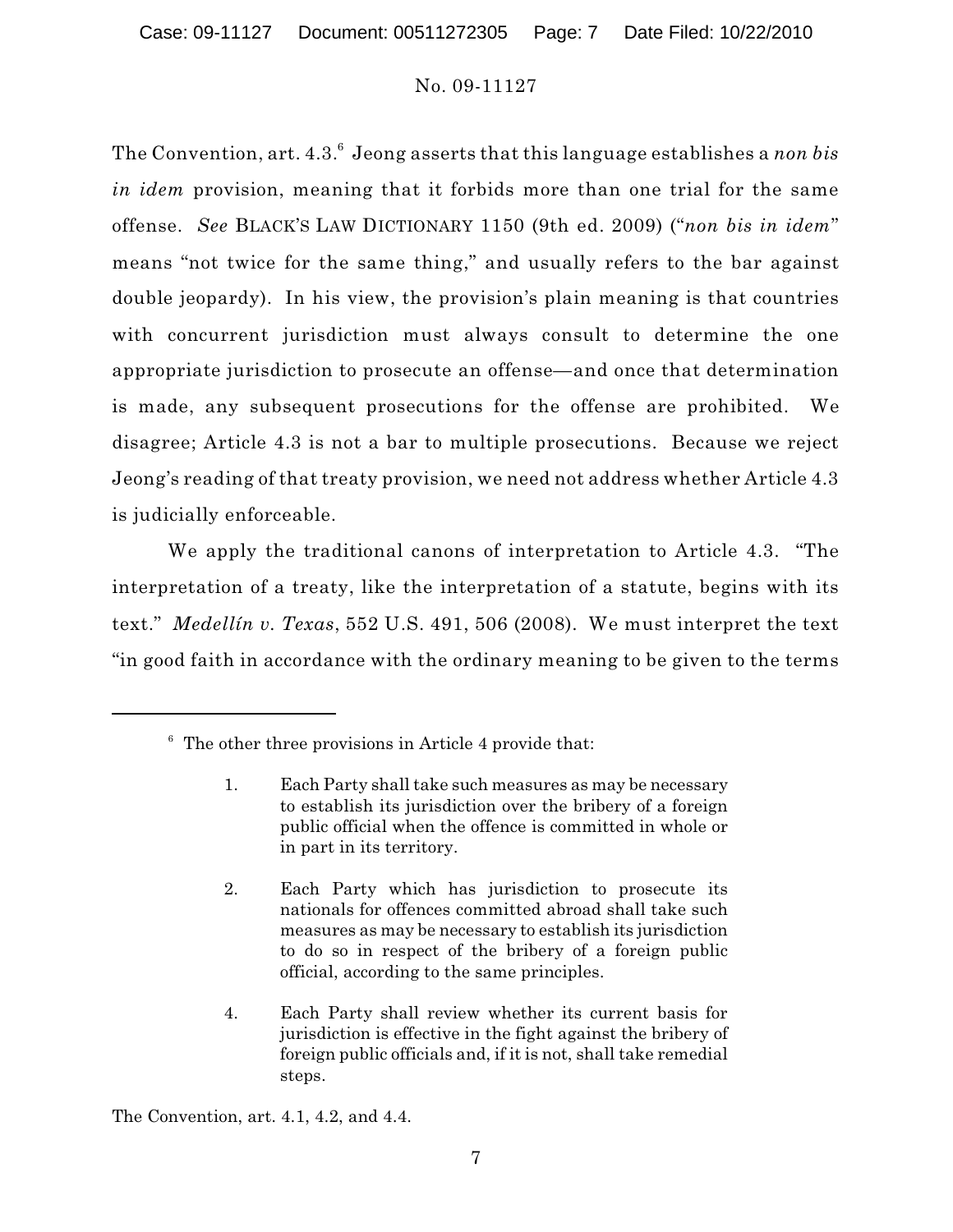The Convention, art. 4.3.[6] Jeong asserts that this language establishes a *non bis in idem* provision, meaning that it forbids more than one trial for the same offense. *See* BLACK'S LAW DICTIONARY 1150 (9th ed. 2009) ("*non bis in idem*" means "not twice for the same thing," and usually refers to the bar against double jeopardy). In his view, the provision's plain meaning is that countries with concurrent jurisdiction must always consult to determine the one appropriate jurisdiction to prosecute an offense—and once that determination is made, any subsequent prosecutions for the offense are prohibited. We disagree; Article 4.3 is not a bar to multiple prosecutions. Because we reject Jeong's reading of that treaty provision, we need not address whether Article 4.3 is judicially enforceable.

We apply the traditional canons of interpretation to Article 4.3. "The interpretation of a treaty, like the interpretation of a statute, begins with its text." *Medellín v. Texas*, 552 U.S. 491, 506 (2008). We must interpret the text "in good faith in accordance with the ordinary meaning to be given to the terms

---

[6] The other three provisions in Article 4 provide that:

> 1. Each Party shall take such measures as may be necessary to establish its jurisdiction over the bribery of a foreign public official when the offence is committed in whole or in part in its territory.
>
> 2. Each Party which has jurisdiction to prosecute its nationals for offences committed abroad shall take such measures as may be necessary to establish its jurisdiction to do so in respect of the bribery of a foreign public official, according to the same principles.
>
> 4. Each Party shall review whether its current basis for jurisdiction is effective in the fight against the bribery of foreign public officials and, if it is not, shall take remedial steps.

The Convention, art. 4.1, 4.2, and 4.4.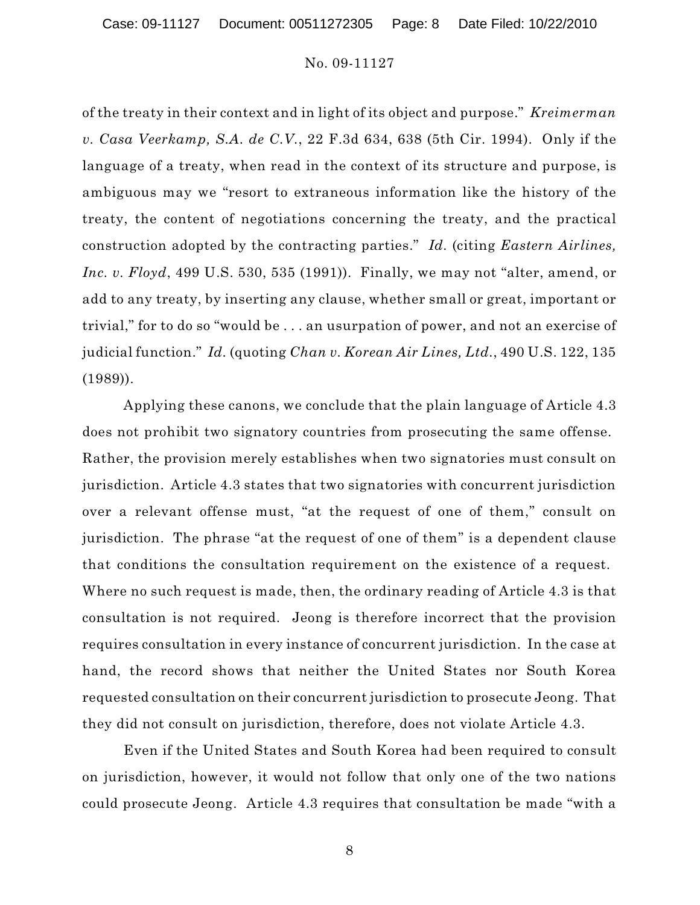of the treaty in their context and in light of its object and purpose." *Kreimerman v. Casa Veerkamp, S.A. de C.V.*, 22 F.3d 634, 638 (5th Cir. 1994). Only if the language of a treaty, when read in the context of its structure and purpose, is ambiguous may we "resort to extraneous information like the history of the treaty, the content of negotiations concerning the treaty, and the practical construction adopted by the contracting parties." *Id.* (citing *Eastern Airlines, Inc. v. Floyd*, 499 U.S. 530, 535 (1991)). Finally, we may not "alter, amend, or add to any treaty, by inserting any clause, whether small or great, important or trivial," for to do so "would be . . . an usurpation of power, and not an exercise of judicial function." *Id.* (quoting *Chan v. Korean Air Lines, Ltd.*, 490 U.S. 122, 135 (1989)).

Applying these canons, we conclude that the plain language of Article 4.3 does not prohibit two signatory countries from prosecuting the same offense. Rather, the provision merely establishes when two signatories must consult on jurisdiction. Article 4.3 states that two signatories with concurrent jurisdiction over a relevant offense must, "at the request of one of them," consult on jurisdiction. The phrase "at the request of one of them" is a dependent clause that conditions the consultation requirement on the existence of a request. Where no such request is made, then, the ordinary reading of Article 4.3 is that consultation is not required. Jeong is therefore incorrect that the provision requires consultation in every instance of concurrent jurisdiction. In the case at hand, the record shows that neither the United States nor South Korea requested consultation on their concurrent jurisdiction to prosecute Jeong. That they did not consult on jurisdiction, therefore, does not violate Article 4.3.

Even if the United States and South Korea had been required to consult on jurisdiction, however, it would not follow that only one of the two nations could prosecute Jeong. Article 4.3 requires that consultation be made "with a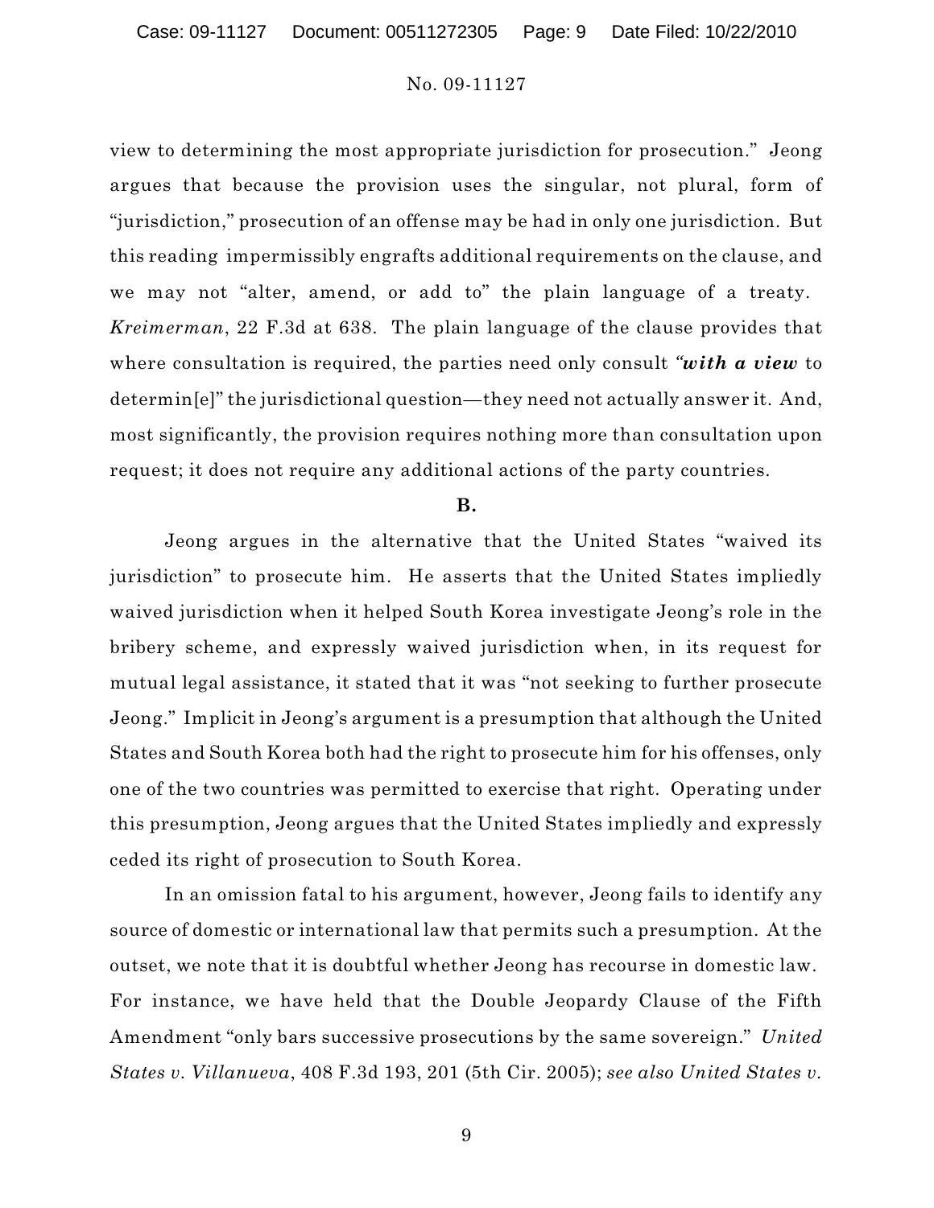view to determining the most appropriate jurisdiction for prosecution." Jeong argues that because the provision uses the singular, not plural, form of "jurisdiction," prosecution of an offense may be had in only one jurisdiction. But this reading impermissibly engrafts additional requirements on the clause, and we may not "alter, amend, or add to" the plain language of a treaty. *Kreimerman*, 22 F.3d at 638. The plain language of the clause provides that where consultation is required, the parties need only consult *"**with a view** to* determin[e]" the jurisdictional question—they need not actually answer it. And, most significantly, the provision requires nothing more than consultation upon request; it does not require any additional actions of the party countries.

**B.**

Jeong argues in the alternative that the United States "waived its jurisdiction" to prosecute him. He asserts that the United States impliedly waived jurisdiction when it helped South Korea investigate Jeong's role in the bribery scheme, and expressly waived jurisdiction when, in its request for mutual legal assistance, it stated that it was "not seeking to further prosecute Jeong." Implicit in Jeong's argument is a presumption that although the United States and South Korea both had the right to prosecute him for his offenses, only one of the two countries was permitted to exercise that right. Operating under this presumption, Jeong argues that the United States impliedly and expressly ceded its right of prosecution to South Korea.

In an omission fatal to his argument, however, Jeong fails to identify any source of domestic or international law that permits such a presumption. At the outset, we note that it is doubtful whether Jeong has recourse in domestic law. For instance, we have held that the Double Jeopardy Clause of the Fifth Amendment "only bars successive prosecutions by the same sovereign." *United States v. Villanueva*, 408 F.3d 193, 201 (5th Cir. 2005); *see also United States v.*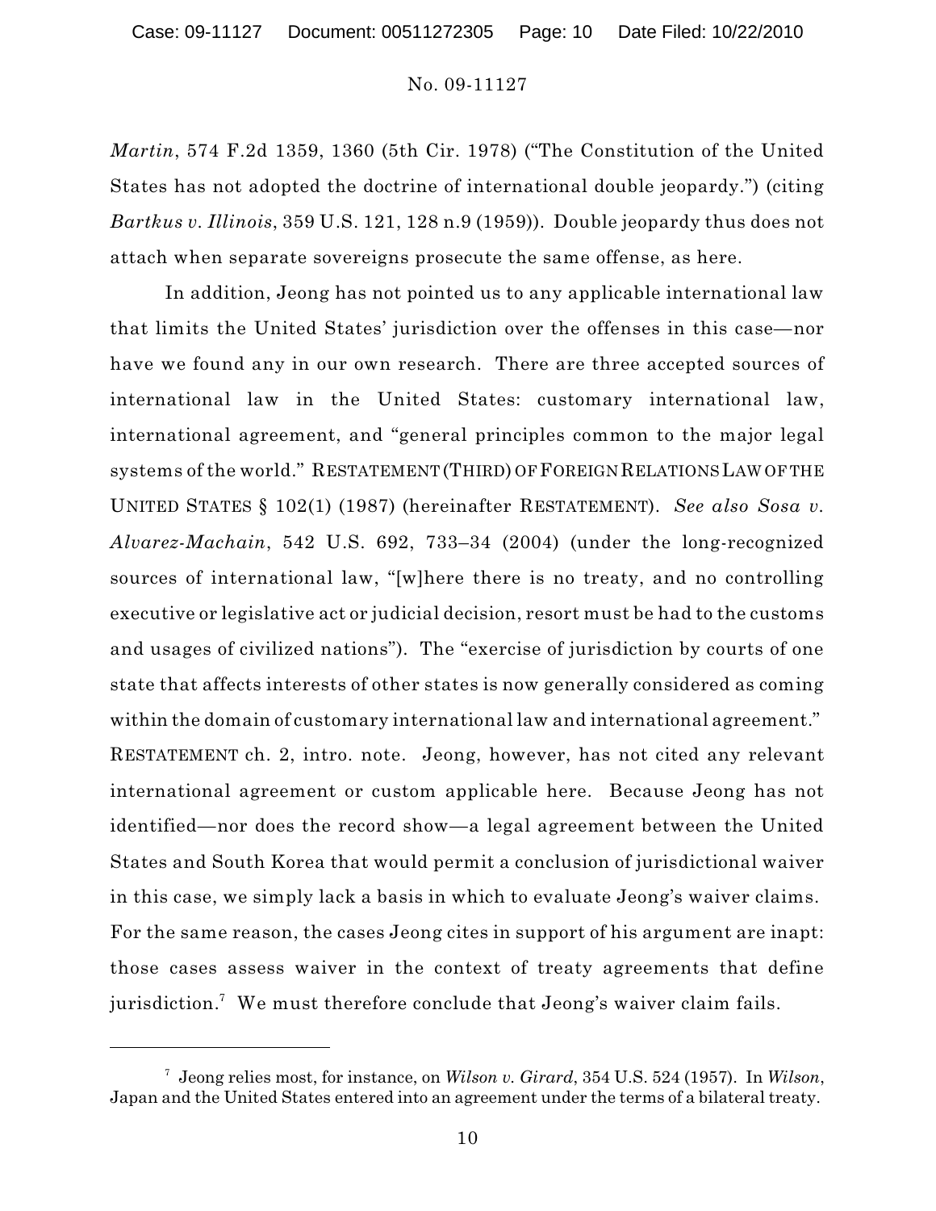*Martin*, 574 F.2d 1359, 1360 (5th Cir. 1978) ("The Constitution of the United States has not adopted the doctrine of international double jeopardy.") (citing *Bartkus v. Illinois*, 359 U.S. 121, 128 n.9 (1959)). Double jeopardy thus does not attach when separate sovereigns prosecute the same offense, as here.

In addition, Jeong has not pointed us to any applicable international law that limits the United States' jurisdiction over the offenses in this case—nor have we found any in our own research. There are three accepted sources of international law in the United States: customary international law, international agreement, and "general principles common to the major legal systems of the world." RESTATEMENT (THIRD) OF FOREIGN RELATIONS LAW OF THE UNITED STATES § 102(1) (1987) (hereinafter RESTATEMENT). *See also Sosa v. Alvarez-Machain*, 542 U.S. 692, 733–34 (2004) (under the long-recognized sources of international law, "[w]here there is no treaty, and no controlling executive or legislative act or judicial decision, resort must be had to the customs and usages of civilized nations"). The "exercise of jurisdiction by courts of one state that affects interests of other states is now generally considered as coming within the domain of customary international law and international agreement." RESTATEMENT ch. 2, intro. note. Jeong, however, has not cited any relevant international agreement or custom applicable here. Because Jeong has not identified—nor does the record show—a legal agreement between the United States and South Korea that would permit a conclusion of jurisdictional waiver in this case, we simply lack a basis in which to evaluate Jeong's waiver claims. For the same reason, the cases Jeong cites in support of his argument are inapt: those cases assess waiver in the context of treaty agreements that define jurisdiction.[7] We must therefore conclude that Jeong's waiver claim fails.

---

[7] Jeong relies most, for instance, on *Wilson v. Girard*, 354 U.S. 524 (1957). In *Wilson*, Japan and the United States entered into an agreement under the terms of a bilateral treaty.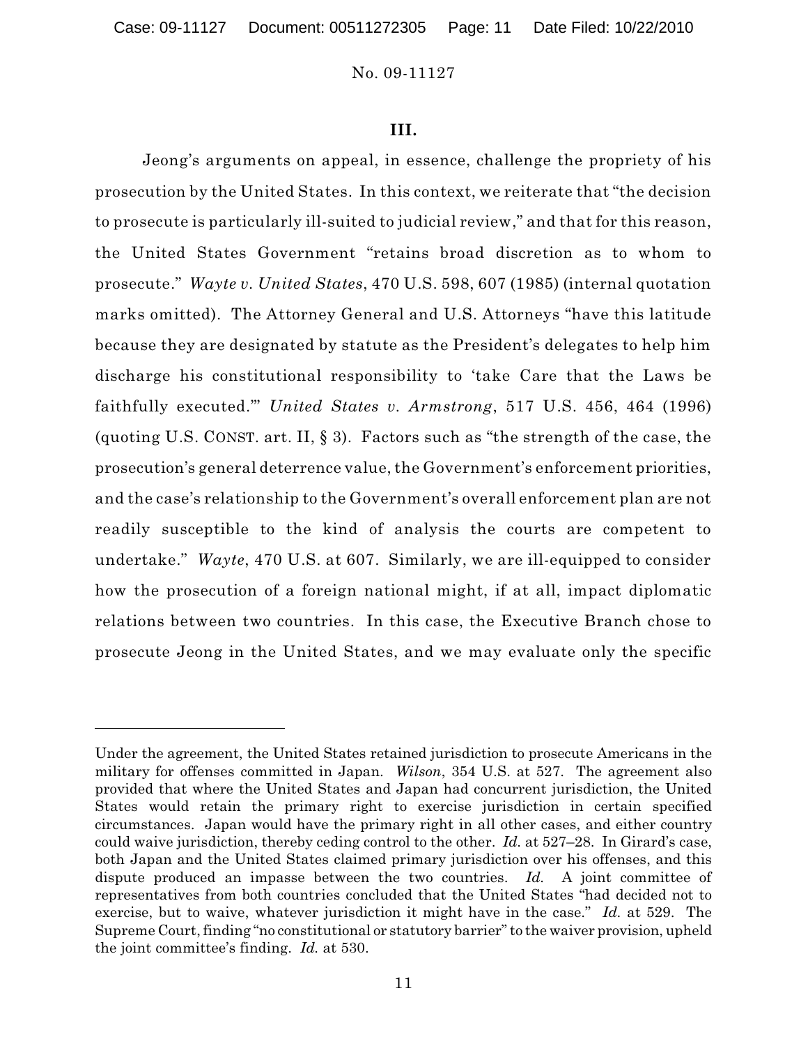### III.

Jeong's arguments on appeal, in essence, challenge the propriety of his prosecution by the United States. In this context, we reiterate that "the decision to prosecute is particularly ill-suited to judicial review," and that for this reason, the United States Government "retains broad discretion as to whom to prosecute." *Wayte v. United States*, 470 U.S. 598, 607 (1985) (internal quotation marks omitted). The Attorney General and U.S. Attorneys "have this latitude because they are designated by statute as the President's delegates to help him discharge his constitutional responsibility to 'take Care that the Laws be faithfully executed.'" *United States v. Armstrong*, 517 U.S. 456, 464 (1996) (quoting U.S. CONST. art. II, § 3). Factors such as "the strength of the case, the prosecution's general deterrence value, the Government's enforcement priorities, and the case's relationship to the Government's overall enforcement plan are not readily susceptible to the kind of analysis the courts are competent to undertake." *Wayte*, 470 U.S. at 607. Similarly, we are ill-equipped to consider how the prosecution of a foreign national might, if at all, impact diplomatic relations between two countries. In this case, the Executive Branch chose to prosecute Jeong in the United States, and we may evaluate only the specific

---

Under the agreement, the United States retained jurisdiction to prosecute Americans in the military for offenses committed in Japan. *Wilson*, 354 U.S. at 527. The agreement also provided that where the United States and Japan had concurrent jurisdiction, the United States would retain the primary right to exercise jurisdiction in certain specified circumstances. Japan would have the primary right in all other cases, and either country could waive jurisdiction, thereby ceding control to the other. *Id.* at 527–28. In Girard's case, both Japan and the United States claimed primary jurisdiction over his offenses, and this dispute produced an impasse between the two countries. *Id.* A joint committee of representatives from both countries concluded that the United States "had decided not to exercise, but to waive, whatever jurisdiction it might have in the case." *Id.* at 529. The Supreme Court, finding "no constitutional or statutory barrier" to the waiver provision, upheld the joint committee's finding. *Id.* at 530.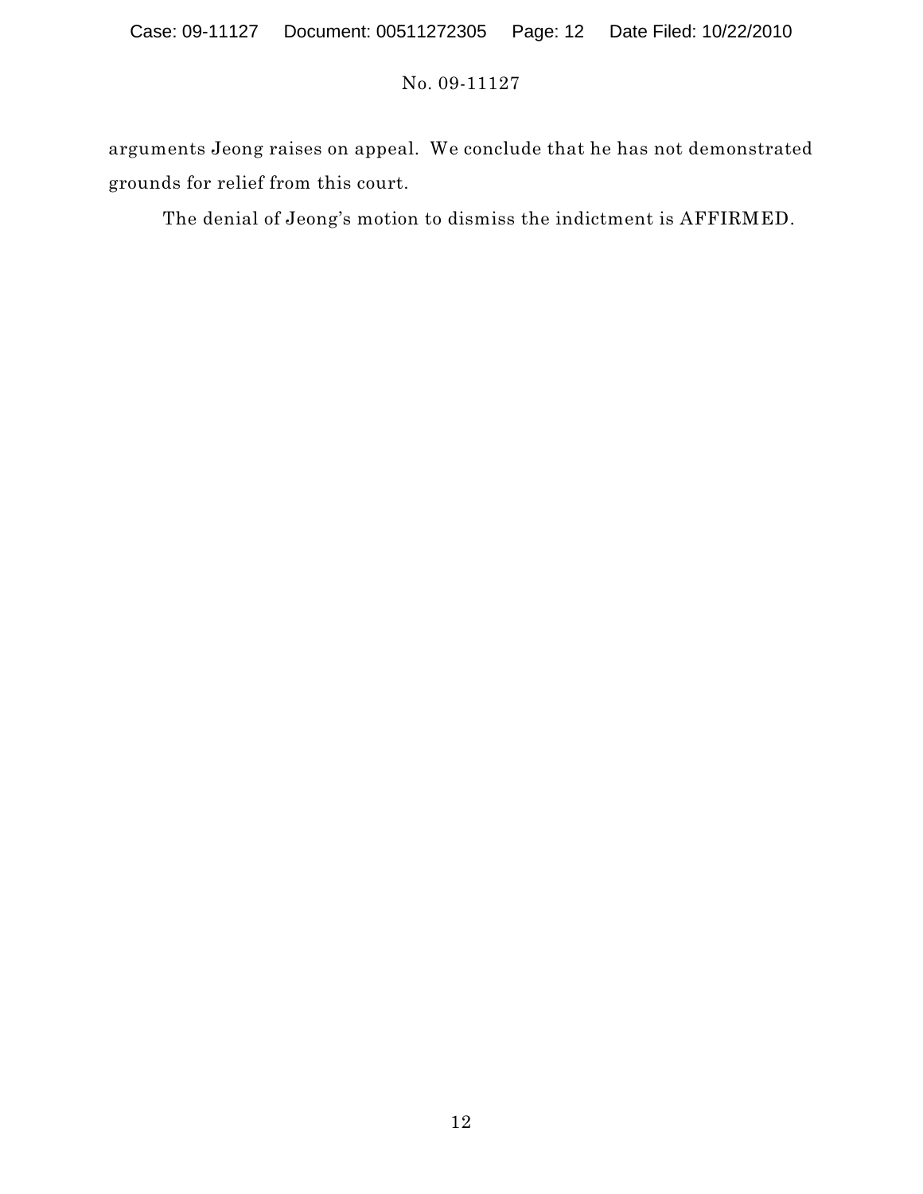arguments Jeong raises on appeal. We conclude that he has not demonstrated grounds for relief from this court.

The denial of Jeong's motion to dismiss the indictment is AFFIRMED.